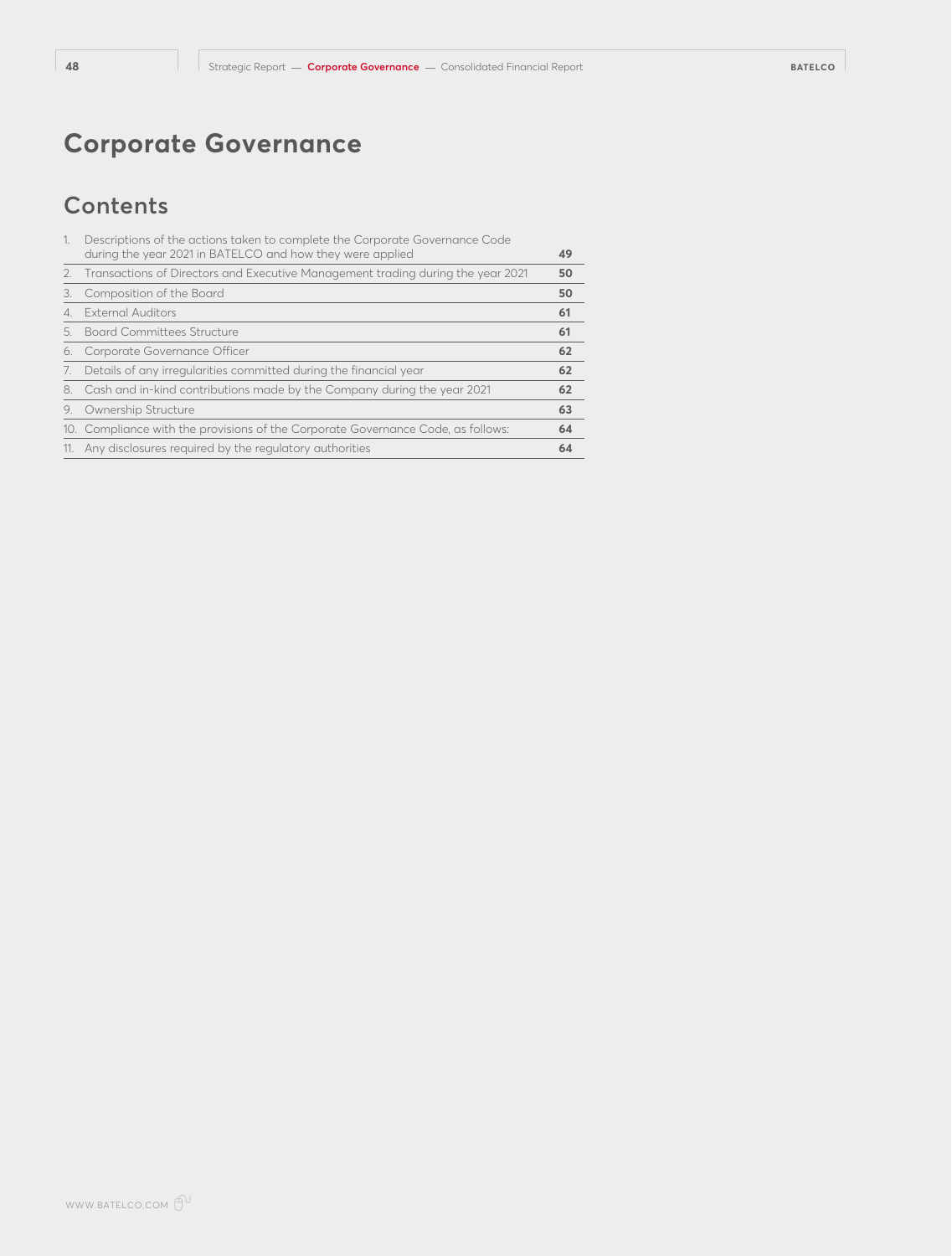# Corporate Governance

## Contents

| | | |
|---|---|---|
| 1. | Descriptions of the actions taken to complete the Corporate Governance Code during the year 2021 in BATELCO and how they were applied | **49** |
| 2. | Transactions of Directors and Executive Management trading during the year 2021 | **50** |
| 3. | Composition of the Board | **50** |
| 4. | External Auditors | **61** |
| 5. | Board Committees Structure | **61** |
| 6. | Corporate Governance Officer | **62** |
| 7. | Details of any irregularities committed during the financial year | **62** |
| 8. | Cash and in-kind contributions made by the Company during the year 2021 | **62** |
| 9. | Ownership Structure | **63** |
| 10. | Compliance with the provisions of the Corporate Governance Code, as follows: | **64** |
| 11. | Any disclosures required by the regulatory authorities | **64** |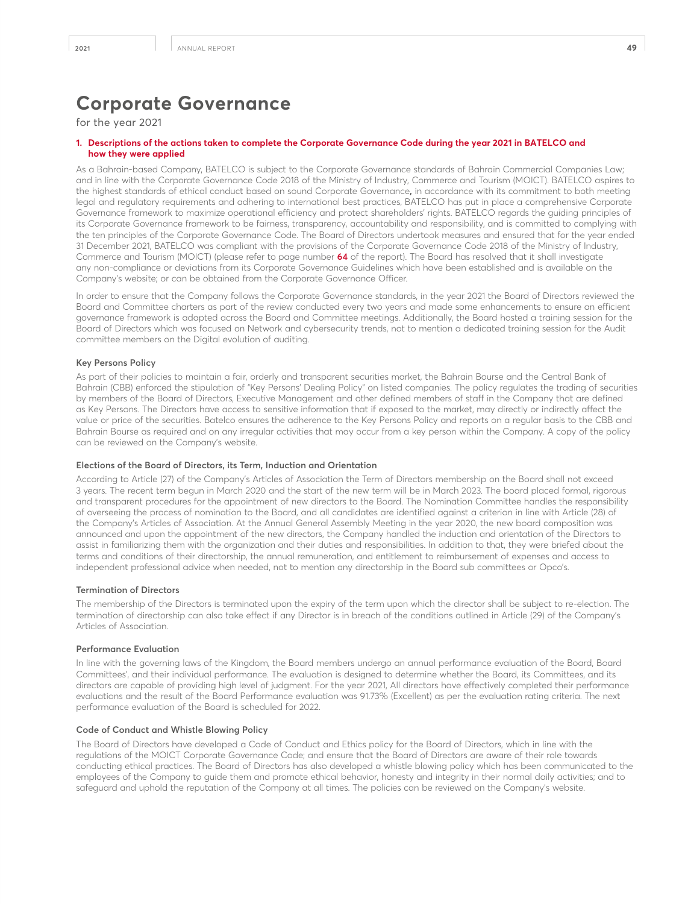# Corporate Governance

for the year 2021

## 1. Descriptions of the actions taken to complete the Corporate Governance Code during the year 2021 in BATELCO and how they were applied

As a Bahrain-based Company, BATELCO is subject to the Corporate Governance standards of Bahrain Commercial Companies Law; and in line with the Corporate Governance Code 2018 of the Ministry of Industry, Commerce and Tourism (MOICT). BATELCO aspires to the highest standards of ethical conduct based on sound Corporate Governance**,** in accordance with its commitment to both meeting legal and regulatory requirements and adhering to international best practices, BATELCO has put in place a comprehensive Corporate Governance framework to maximize operational efficiency and protect shareholders' rights. BATELCO regards the guiding principles of its Corporate Governance framework to be fairness, transparency, accountability and responsibility, and is committed to complying with the ten principles of the Corporate Governance Code. The Board of Directors undertook measures and ensured that for the year ended 31 December 2021, BATELCO was compliant with the provisions of the Corporate Governance Code 2018 of the Ministry of Industry, Commerce and Tourism (MOICT) (please refer to page number **64** of the report). The Board has resolved that it shall investigate any non-compliance or deviations from its Corporate Governance Guidelines which have been established and is available on the Company's website; or can be obtained from the Corporate Governance Officer.

In order to ensure that the Company follows the Corporate Governance standards, in the year 2021 the Board of Directors reviewed the Board and Committee charters as part of the review conducted every two years and made some enhancements to ensure an efficient governance framework is adapted across the Board and Committee meetings. Additionally, the Board hosted a training session for the Board of Directors which was focused on Network and cybersecurity trends, not to mention a dedicated training session for the Audit committee members on the Digital evolution of auditing.

### Key Persons Policy

As part of their policies to maintain a fair, orderly and transparent securities market, the Bahrain Bourse and the Central Bank of Bahrain (CBB) enforced the stipulation of "Key Persons' Dealing Policy" on listed companies. The policy regulates the trading of securities by members of the Board of Directors, Executive Management and other defined members of staff in the Company that are defined as Key Persons. The Directors have access to sensitive information that if exposed to the market, may directly or indirectly affect the value or price of the securities. Batelco ensures the adherence to the Key Persons Policy and reports on a regular basis to the CBB and Bahrain Bourse as required and on any irregular activities that may occur from a key person within the Company. A copy of the policy can be reviewed on the Company's website.

### Elections of the Board of Directors, its Term, Induction and Orientation

According to Article (27) of the Company's Articles of Association the Term of Directors membership on the Board shall not exceed 3 years. The recent term begun in March 2020 and the start of the new term will be in March 2023. The board placed formal, rigorous and transparent procedures for the appointment of new directors to the Board. The Nomination Committee handles the responsibility of overseeing the process of nomination to the Board, and all candidates are identified against a criterion in line with Article (28) of the Company's Articles of Association. At the Annual General Assembly Meeting in the year 2020, the new board composition was announced and upon the appointment of the new directors, the Company handled the induction and orientation of the Directors to assist in familiarizing them with the organization and their duties and responsibilities. In addition to that, they were briefed about the terms and conditions of their directorship, the annual remuneration, and entitlement to reimbursement of expenses and access to independent professional advice when needed, not to mention any directorship in the Board sub committees or Opco's.

### Termination of Directors

The membership of the Directors is terminated upon the expiry of the term upon which the director shall be subject to re-election. The termination of directorship can also take effect if any Director is in breach of the conditions outlined in Article (29) of the Company's Articles of Association.

### Performance Evaluation

In line with the governing laws of the Kingdom, the Board members undergo an annual performance evaluation of the Board, Board Committees', and their individual performance. The evaluation is designed to determine whether the Board, its Committees, and its directors are capable of providing high level of judgment. For the year 2021, All directors have effectively completed their performance evaluations and the result of the Board Performance evaluation was 91.73% (Excellent) as per the evaluation rating criteria. The next performance evaluation of the Board is scheduled for 2022.

### Code of Conduct and Whistle Blowing Policy

The Board of Directors have developed a Code of Conduct and Ethics policy for the Board of Directors, which in line with the regulations of the MOICT Corporate Governance Code; and ensure that the Board of Directors are aware of their role towards conducting ethical practices. The Board of Directors has also developed a whistle blowing policy which has been communicated to the employees of the Company to guide them and promote ethical behavior, honesty and integrity in their normal daily activities; and to safeguard and uphold the reputation of the Company at all times. The policies can be reviewed on the Company's website.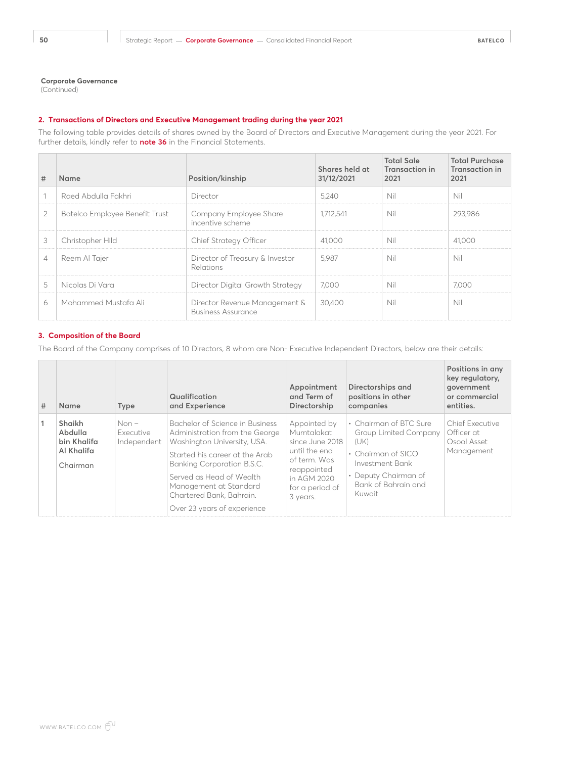**Corporate Governance**
(Continued)

## 2. Transactions of Directors and Executive Management trading during the year 2021

The following table provides details of shares owned by the Board of Directors and Executive Management during the year 2021. For further details, kindly refer to **note 36** in the Financial Statements.

| # | Name | Position/kinship | Shares held at 31/12/2021 | Total Sale Transaction in 2021 | Total Purchase Transaction in 2021 |
|---|---|---|---|---|---|
| 1 | Raed Abdulla Fakhri | Director | 5,240 | Nil | Nil |
| 2 | Batelco Employee Benefit Trust | Company Employee Share incentive scheme | 1,712,541 | Nil | 293,986 |
| 3 | Christopher Hild | Chief Strategy Officer | 41,000 | Nil | 41,000 |
| 4 | Reem Al Tajer | Director of Treasury & Investor Relations | 5,987 | Nil | Nil |
| 5 | Nicolas Di Vara | Director Digital Growth Strategy | 7,000 | Nil | 7,000 |
| 6 | Mohammed Mustafa Ali | Director Revenue Management & Business Assurance | 30,400 | Nil | Nil |

## 3. Composition of the Board

The Board of the Company comprises of 10 Directors, 8 whom are Non- Executive Independent Directors, below are their details:

| # | Name | Type | Qualification and Experience | Appointment and Term of Directorship | Directorships and positions in other companies | Positions in any key regulatory, government or commercial entities. |
|---|---|---|---|---|---|---|
| 1 | **Shaikh Abdulla bin Khalifa Al Khalifa** Chairman | Non – Executive Independent | Bachelor of Science in Business Administration from the George Washington University, USA. Started his career at the Arab Banking Corporation B.S.C. Served as Head of Wealth Management at Standard Chartered Bank, Bahrain. Over 23 years of experience | Appointed by Mumtalakat since June 2018 until the end of term. Was reappointed in AGM 2020 for a period of 3 years. | • Chairman of BTC Sure Group Limited Company (UK) • Chairman of SICO Investment Bank • Deputy Chairman of Bank of Bahrain and Kuwait | Chief Executive Officer at Osool Asset Management |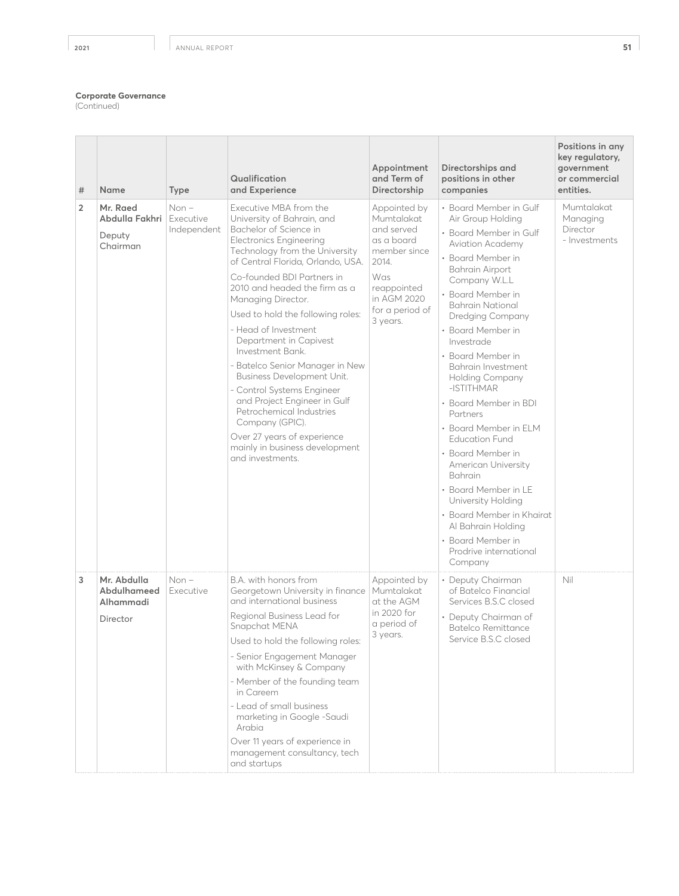**Corporate Governance**
(Continued)

| # | Name | Type | Qualification and Experience | Appointment and Term of Directorship | Directorships and positions in other companies | Positions in any key regulatory, government or commercial entities. |
|---|---|---|---|---|---|---|
| 2 | **Mr. Raed Abdulla Fakhri**<br><br>Deputy Chairman | Non – Executive Independent | Executive MBA from the University of Bahrain, and Bachelor of Science in Electronics Engineering Technology from the University of Central Florida, Orlando, USA.<br><br>Co-founded BDI Partners in 2010 and headed the firm as a Managing Director.<br><br>Used to hold the following roles:<br>- Head of Investment Department in Capivest Investment Bank.<br>- Batelco Senior Manager in New Business Development Unit.<br>- Control Systems Engineer and Project Engineer in Gulf Petrochemical Industries Company (GPIC).<br><br>Over 27 years of experience mainly in business development and investments. | Appointed by Mumtalakat and served as a board member since 2014.<br><br>Was reappointed in AGM 2020 for a period of 3 years. | • Board Member in Gulf Air Group Holding<br>• Board Member in Gulf Aviation Academy<br>• Board Member in Bahrain Airport Company W.L.L<br>• Board Member in Bahrain National Dredging Company<br>• Board Member in Investrade<br>• Board Member in Bahrain Investment Holding Company -ISTITHMAR<br>• Board Member in BDI Partners<br>• Board Member in ELM Education Fund<br>• Board Member in American University Bahrain<br>• Board Member in LE University Holding<br>• Board Member in Khairat Al Bahrain Holding<br>• Board Member in Prodrive international Company | Mumtalakat Managing Director - Investments |
| 3 | **Mr. Abdulla Abdulhameed Alhammadi**<br><br>Director | Non – Executive | B.A. with honors from Georgetown University in finance and international business<br><br>Regional Business Lead for Snapchat MENA<br><br>Used to hold the following roles:<br>- Senior Engagement Manager with McKinsey & Company<br>- Member of the founding team in Careem<br>- Lead of small business marketing in Google -Saudi Arabia<br><br>Over 11 years of experience in management consultancy, tech and startups | Appointed by Mumtalakat at the AGM in 2020 for a period of 3 years. | • Deputy Chairman of Batelco Financial Services B.S.C closed<br>• Deputy Chairman of Batelco Remittance Service B.S.C closed | Nil |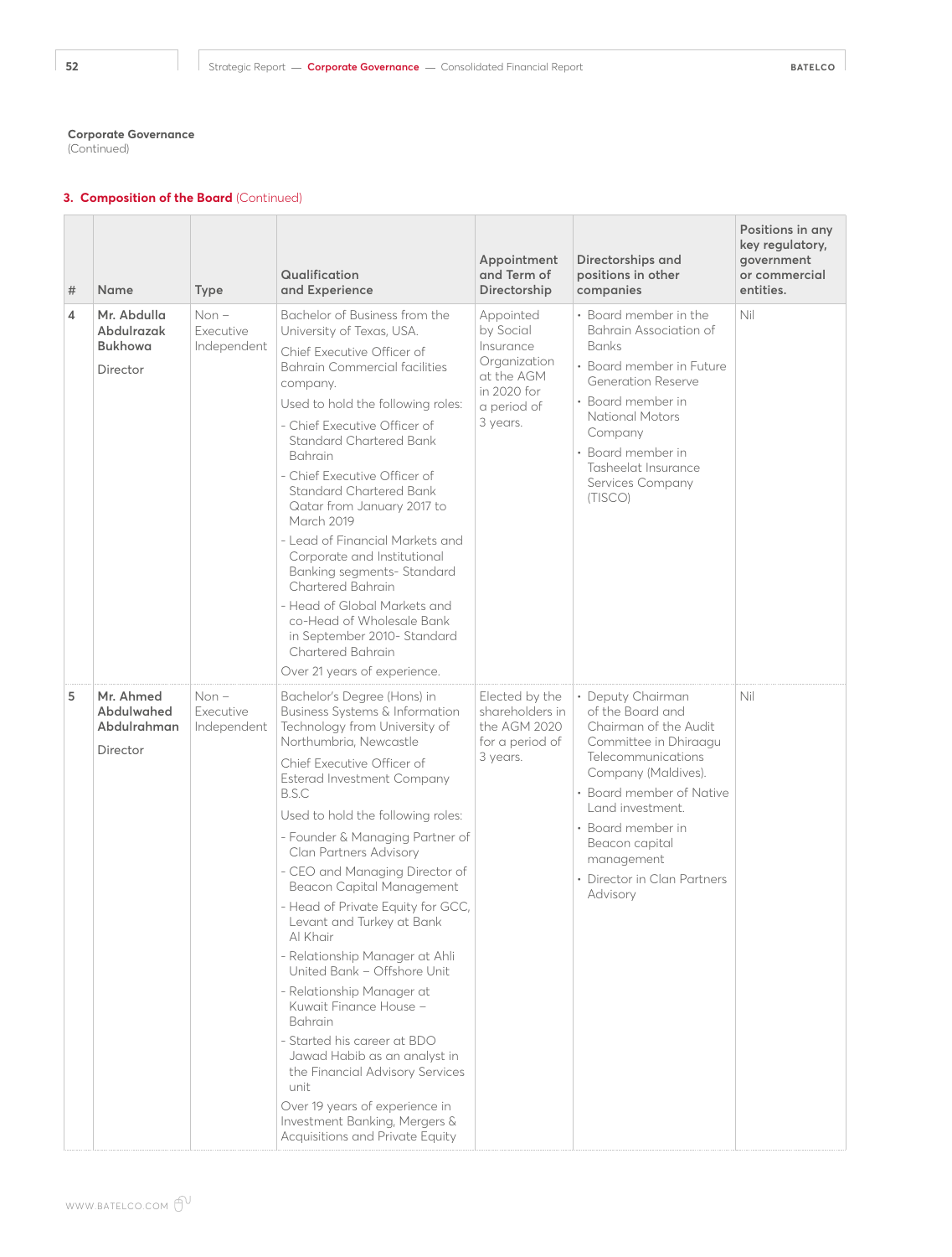**Corporate Governance**
(Continued)

## 3. Composition of the Board (Continued)

| # | Name | Type | Qualification and Experience | Appointment and Term of Directorship | Directorships and positions in other companies | Positions in any key regulatory, government or commercial entities. |
|---|---|---|---|---|---|---|
| 4 | **Mr. Abdulla Abdulrazak Bukhowa**<br><br>Director | Non – Executive Independent | Bachelor of Business from the University of Texas, USA.<br><br>Chief Executive Officer of Bahrain Commercial facilities company.<br><br>Used to hold the following roles:<br>- Chief Executive Officer of Standard Chartered Bank Bahrain<br>- Chief Executive Officer of Standard Chartered Bank Qatar from January 2017 to March 2019<br>- Lead of Financial Markets and Corporate and Institutional Banking segments- Standard Chartered Bahrain<br>- Head of Global Markets and co-Head of Wholesale Bank in September 2010- Standard Chartered Bahrain<br><br>Over 21 years of experience. | Appointed by Social Insurance Organization at the AGM in 2020 for a period of 3 years. | • Board member in the Bahrain Association of Banks<br>• Board member in Future Generation Reserve<br>• Board member in National Motors Company<br>• Board member in Tasheelat Insurance Services Company (TISCO) | Nil |
| 5 | **Mr. Ahmed Abdulwahed Abdulrahman**<br><br>Director | Non – Executive Independent | Bachelor's Degree (Hons) in Business Systems & Information Technology from University of Northumbria, Newcastle<br><br>Chief Executive Officer of Esterad Investment Company B.S.C<br><br>Used to hold the following roles:<br>- Founder & Managing Partner of Clan Partners Advisory<br>- CEO and Managing Director of Beacon Capital Management<br>- Head of Private Equity for GCC, Levant and Turkey at Bank Al Khair<br>- Relationship Manager at Ahli United Bank – Offshore Unit<br>- Relationship Manager at Kuwait Finance House – Bahrain<br>- Started his career at BDO Jawad Habib as an analyst in the Financial Advisory Services unit<br><br>Over 19 years of experience in Investment Banking, Mergers & Acquisitions and Private Equity | Elected by the shareholders in the AGM 2020 for a period of 3 years. | • Deputy Chairman of the Board and Chairman of the Audit Committee in Dhiraagu Telecommunications Company (Maldives).<br>• Board member of Native Land investment.<br>• Board member in Beacon capital management<br>• Director in Clan Partners Advisory | Nil |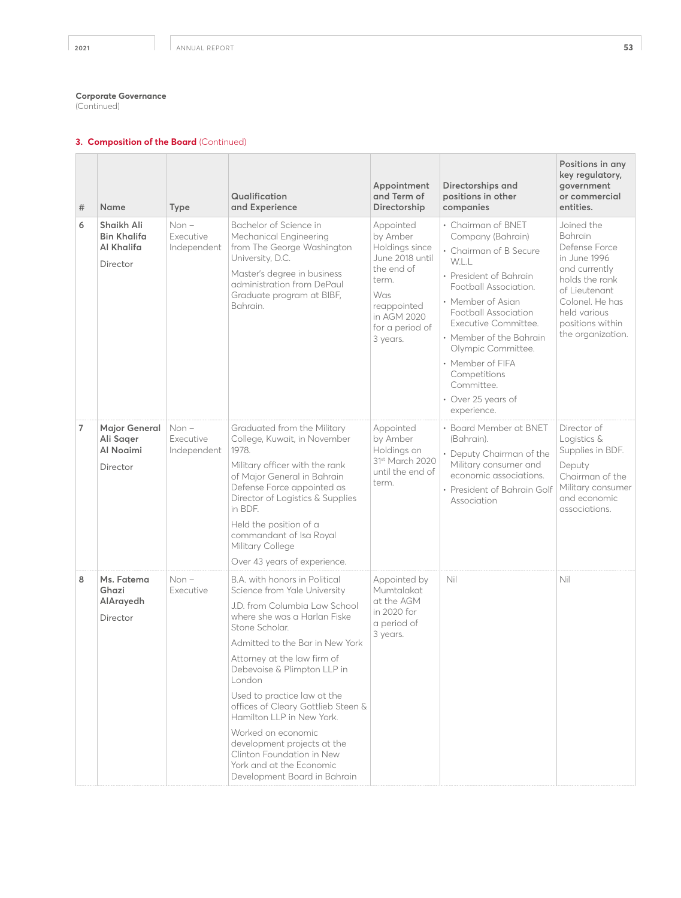**Corporate Governance**
(Continued)

## 3. Composition of the Board (Continued)

| # | Name | Type | Qualification and Experience | Appointment and Term of Directorship | Directorships and positions in other companies | Positions in any key regulatory, government or commercial entities. |
|---|---|---|---|---|---|---|
| 6 | **Shaikh Ali Bin Khalifa Al Khalifa**<br><br>Director | Non – Executive Independent | Bachelor of Science in Mechanical Engineering from The George Washington University, D.C.<br><br>Master's degree in business administration from DePaul Graduate program at BIBF, Bahrain. | Appointed by Amber Holdings since June 2018 until the end of term.<br><br>Was reappointed in AGM 2020 for a period of 3 years. | • Chairman of BNET Company (Bahrain)<br>• Chairman of B Secure W.L.L<br>• President of Bahrain Football Association.<br>• Member of Asian Football Association Executive Committee.<br>• Member of the Bahrain Olympic Committee.<br>• Member of FIFA Competitions Committee.<br>• Over 25 years of experience. | Joined the Bahrain Defense Force in June 1996 and currently holds the rank of Lieutenant Colonel. He has held various positions within the organization. |
| 7 | **Major General Ali Saqer Al Noaimi**<br><br>Director | Non – Executive Independent | Graduated from the Military College, Kuwait, in November 1978.<br><br>Military officer with the rank of Major General in Bahrain Defense Force appointed as Director of Logistics & Supplies in BDF.<br><br>Held the position of a commandant of Isa Royal Military College<br><br>Over 43 years of experience. | Appointed by Amber Holdings on 31st March 2020 until the end of term. | • Board Member at BNET (Bahrain).<br>• Deputy Chairman of the Military consumer and economic associations.<br>• President of Bahrain Golf Association | Director of Logistics & Supplies in BDF.<br><br>Deputy Chairman of the Military consumer and economic associations. |
| 8 | **Ms. Fatema Ghazi AlArayedh**<br><br>Director | Non – Executive | B.A. with honors in Political Science from Yale University<br><br>J.D. from Columbia Law School where she was a Harlan Fiske Stone Scholar.<br><br>Admitted to the Bar in New York<br><br>Attorney at the law firm of Debevoise & Plimpton LLP in London<br><br>Used to practice law at the offices of Cleary Gottlieb Steen & Hamilton LLP in New York.<br><br>Worked on economic development projects at the Clinton Foundation in New York and at the Economic Development Board in Bahrain | Appointed by Mumtalakat at the AGM in 2020 for a period of 3 years. | Nil | Nil |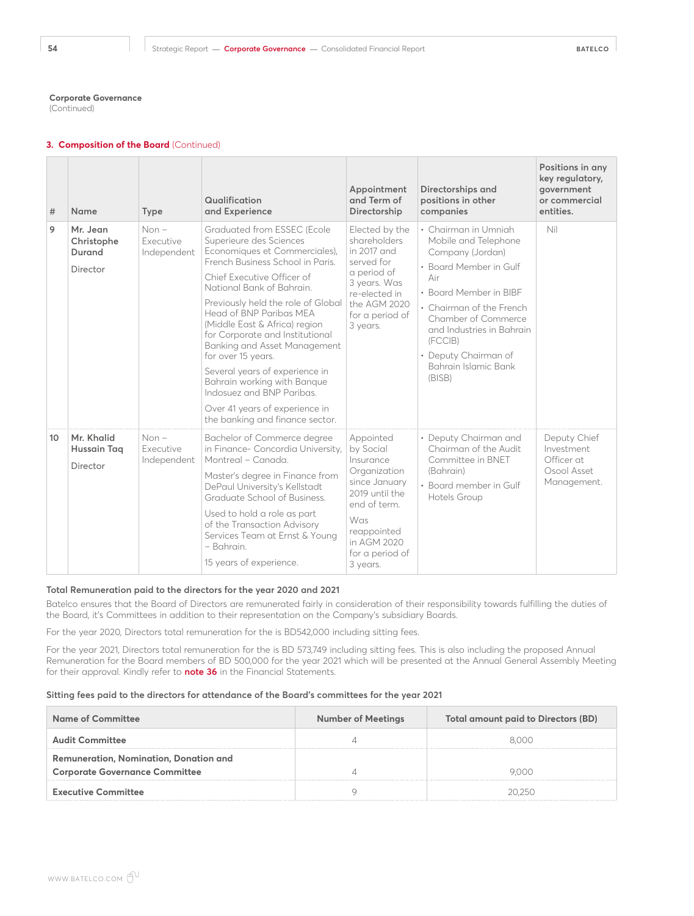**Corporate Governance**
(Continued)

### 3. Composition of the Board (Continued)

| # | Name | Type | Qualification and Experience | Appointment and Term of Directorship | Directorships and positions in other companies | Positions in any key regulatory, government or commercial entities. |
|---|---|---|---|---|---|---|
| 9 | **Mr. Jean Christophe Durand**<br><br>Director | Non – Executive Independent | Graduated from ESSEC (Ecole Superieure des Sciences Economiques et Commerciales), French Business School in Paris.<br><br>Chief Executive Officer of National Bank of Bahrain.<br><br>Previously held the role of Global Head of BNP Paribas MEA (Middle East & Africa) region for Corporate and Institutional Banking and Asset Management for over 15 years.<br><br>Several years of experience in Bahrain working with Banque Indosuez and BNP Paribas.<br><br>Over 41 years of experience in the banking and finance sector. | Elected by the shareholders in 2017 and served for a period of 3 years. Was re-elected in the AGM 2020 for a period of 3 years. | • Chairman in Umniah Mobile and Telephone Company (Jordan)<br>• Board Member in Gulf Air<br>• Board Member in BIBF<br>• Chairman of the French Chamber of Commerce and Industries in Bahrain (FCCIB)<br>• Deputy Chairman of Bahrain Islamic Bank (BISB) | Nil |
| 10 | **Mr. Khalid Hussain Taq**<br><br>Director | Non – Executive Independent | Bachelor of Commerce degree in Finance- Concordia University, Montreal – Canada.<br><br>Master's degree in Finance from DePaul University's Kellstadt Graduate School of Business.<br><br>Used to hold a role as part of the Transaction Advisory Services Team at Ernst & Young – Bahrain.<br><br>15 years of experience. | Appointed by Social Insurance Organization since January 2019 until the end of term.<br><br>Was reappointed in AGM 2020 for a period of 3 years. | • Deputy Chairman and Chairman of the Audit Committee in BNET (Bahrain)<br>• Board member in Gulf Hotels Group | Deputy Chief Investment Officer at Osool Asset Management. |

#### Total Remuneration paid to the directors for the year 2020 and 2021

Batelco ensures that the Board of Directors are remunerated fairly in consideration of their responsibility towards fulfilling the duties of the Board, it's Committees in addition to their representation on the Company's subsidiary Boards.

For the year 2020, Directors total remuneration for the is BD542,000 including sitting fees.

For the year 2021, Directors total remuneration for the is BD 573,749 including sitting fees. This is also including the proposed Annual Remuneration for the Board members of BD 500,000 for the year 2021 which will be presented at the Annual General Assembly Meeting for their approval. Kindly refer to **note 36** in the Financial Statements.

#### Sitting fees paid to the directors for attendance of the Board's committees for the year 2021

| Name of Committee | Number of Meetings | Total amount paid to Directors (BD) |
|---|---|---|
| **Audit Committee** | 4 | 8,000 |
| **Remuneration, Nomination, Donation and Corporate Governance Committee** | 4 | 9,000 |
| **Executive Committee** | 9 | 20,250 |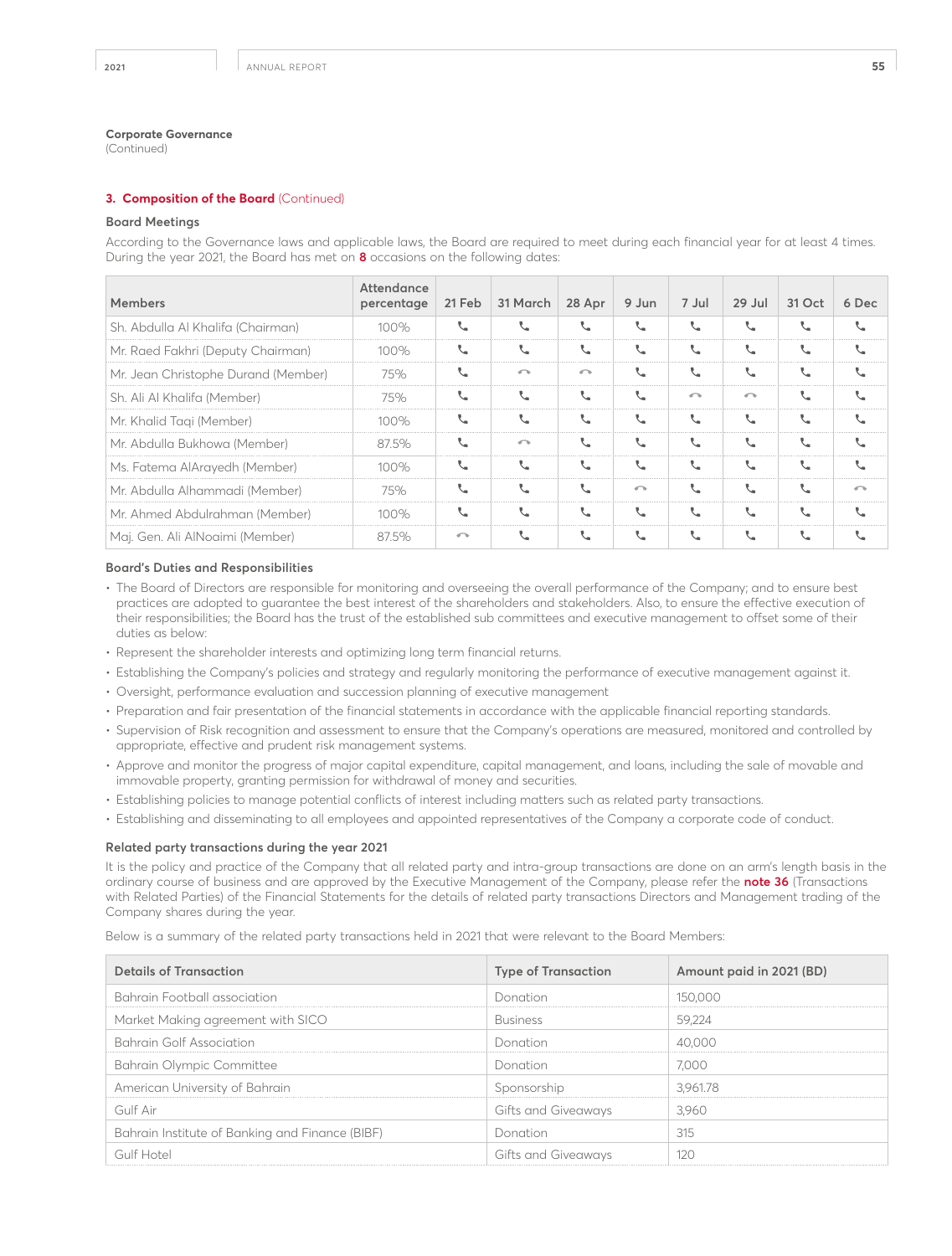**Corporate Governance**
(Continued)

### 3. Composition of the Board (Continued)

#### Board Meetings

According to the Governance laws and applicable laws, the Board are required to meet during each financial year for at least 4 times. During the year 2021, the Board has met on **8** occasions on the following dates:

| Members | Attendance percentage | 21 Feb | 31 March | 28 Apr | 9 Jun | 7 Jul | 29 Jul | 31 Oct | 6 Dec |
|---|---|---|---|---|---|---|---|---|---|
| Sh. Abdulla Al Khalifa (Chairman) | 100% | ✓ | ✓ | ✓ | ✓ | ✓ | ✓ | ✓ | ✓ |
| Mr. Raed Fakhri (Deputy Chairman) | 100% | ✓ | ✓ | ✓ | ✓ | ✓ | ✓ | ✓ | ✓ |
| Mr. Jean Christophe Durand (Member) | 75% | ✓ | ✗ | ✗ | ✓ | ✓ | ✓ | ✓ | ✓ |
| Sh. Ali Al Khalifa (Member) | 75% | ✓ | ✓ | ✓ | ✓ | ✗ | ✗ | ✓ | ✓ |
| Mr. Khalid Taqi (Member) | 100% | ✓ | ✓ | ✓ | ✓ | ✓ | ✓ | ✓ | ✓ |
| Mr. Abdulla Bukhowa (Member) | 87.5% | ✓ | ✗ | ✓ | ✓ | ✓ | ✓ | ✓ | ✓ |
| Ms. Fatema AlArayedh (Member) | 100% | ✓ | ✓ | ✓ | ✓ | ✓ | ✓ | ✓ | ✓ |
| Mr. Abdulla Alhammadi (Member) | 75% | ✓ | ✓ | ✓ | ✗ | ✓ | ✓ | ✓ | ✗ |
| Mr. Ahmed Abdulrahman (Member) | 100% | ✓ | ✓ | ✓ | ✓ | ✓ | ✓ | ✓ | ✓ |
| Maj. Gen. Ali AlNoaimi (Member) | 87.5% | ✗ | ✓ | ✓ | ✓ | ✓ | ✓ | ✓ | ✓ |

#### Board's Duties and Responsibilities

- The Board of Directors are responsible for monitoring and overseeing the overall performance of the Company; and to ensure best practices are adopted to guarantee the best interest of the shareholders and stakeholders. Also, to ensure the effective execution of their responsibilities; the Board has the trust of the established sub committees and executive management to offset some of their duties as below:
- Represent the shareholder interests and optimizing long term financial returns.
- Establishing the Company's policies and strategy and regularly monitoring the performance of executive management against it.
- Oversight, performance evaluation and succession planning of executive management
- Preparation and fair presentation of the financial statements in accordance with the applicable financial reporting standards.
- Supervision of Risk recognition and assessment to ensure that the Company's operations are measured, monitored and controlled by appropriate, effective and prudent risk management systems.
- Approve and monitor the progress of major capital expenditure, capital management, and loans, including the sale of movable and immovable property, granting permission for withdrawal of money and securities.
- Establishing policies to manage potential conflicts of interest including matters such as related party transactions.
- Establishing and disseminating to all employees and appointed representatives of the Company a corporate code of conduct.

#### Related party transactions during the year 2021

It is the policy and practice of the Company that all related party and intra-group transactions are done on an arm's length basis in the ordinary course of business and are approved by the Executive Management of the Company, please refer the **note 36** (Transactions with Related Parties) of the Financial Statements for the details of related party transactions Directors and Management trading of the Company shares during the year.

Below is a summary of the related party transactions held in 2021 that were relevant to the Board Members:

| Details of Transaction | Type of Transaction | Amount paid in 2021 (BD) |
|---|---|---|
| Bahrain Football association | Donation | 150,000 |
| Market Making agreement with SICO | Business | 59,224 |
| Bahrain Golf Association | Donation | 40,000 |
| Bahrain Olympic Committee | Donation | 7,000 |
| American University of Bahrain | Sponsorship | 3,961.78 |
| Gulf Air | Gifts and Giveaways | 3,960 |
| Bahrain Institute of Banking and Finance (BIBF) | Donation | 315 |
| Gulf Hotel | Gifts and Giveaways | 120 |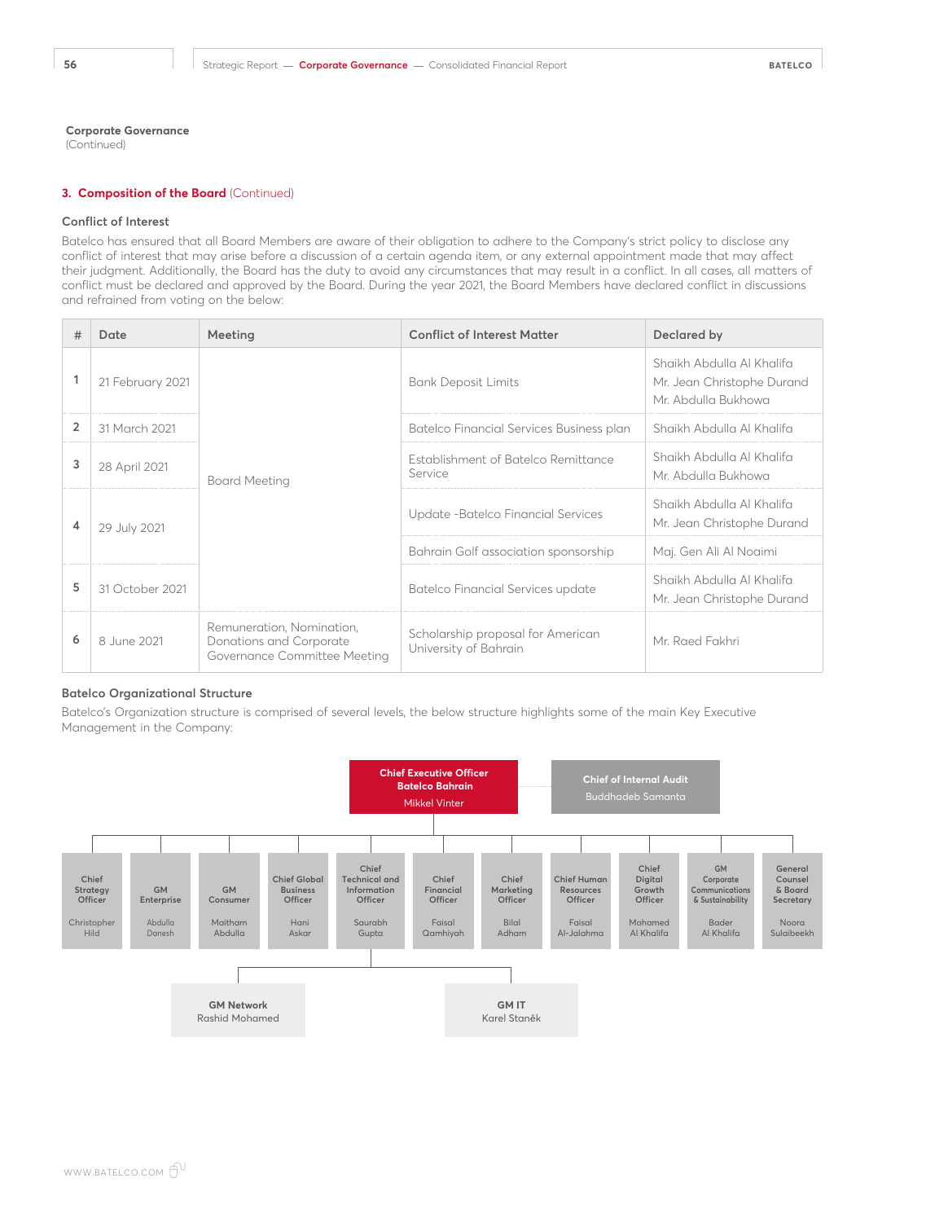**Corporate Governance**
(Continued)

## 3. Composition of the Board (Continued)

### Conflict of Interest

Batelco has ensured that all Board Members are aware of their obligation to adhere to the Company's strict policy to disclose any conflict of interest that may arise before a discussion of a certain agenda item, or any external appointment made that may affect their judgment. Additionally, the Board has the duty to avoid any circumstances that may result in a conflict. In all cases, all matters of conflict must be declared and approved by the Board. During the year 2021, the Board Members have declared conflict in discussions and refrained from voting on the below:

| # | Date | Meeting | Conflict of Interest Matter | Declared by |
|---|---|---|---|---|
| 1 | 21 February 2021 | Board Meeting | Bank Deposit Limits | Shaikh Abdulla Al Khalifa<br>Mr. Jean Christophe Durand<br>Mr. Abdulla Bukhowa |
| 2 | 31 March 2021 | Board Meeting | Batelco Financial Services Business plan | Shaikh Abdulla Al Khalifa |
| 3 | 28 April 2021 | Board Meeting | Establishment of Batelco Remittance Service | Shaikh Abdulla Al Khalifa<br>Mr. Abdulla Bukhowa |
| 4 | 29 July 2021 | Board Meeting | Update -Batelco Financial Services | Shaikh Abdulla Al Khalifa<br>Mr. Jean Christophe Durand |
| | | | Bahrain Golf association sponsorship | Maj. Gen Ali Al Noaimi |
| 5 | 31 October 2021 | Board Meeting | Batelco Financial Services update | Shaikh Abdulla Al Khalifa<br>Mr. Jean Christophe Durand |
| 6 | 8 June 2021 | Remuneration, Nomination, Donations and Corporate Governance Committee Meeting | Scholarship proposal for American University of Bahrain | Mr. Raed Fakhri |

### Batelco Organizational Structure

Batelco's Organization structure is comprised of several levels, the below structure highlights some of the main Key Executive Management in the Company:

- **Chief Executive Officer Batelco Bahrain** – Mikkel Vinter
  - **Chief of Internal Audit** – Buddhadeb Samanta
  - **Chief Strategy Officer** – Christopher Hild
  - **GM Enterprise** – Abdulla Danesh
  - **GM Consumer** – Maitham Abdulla
  - **Chief Global Business Officer** – Hani Askar
  - **Chief Technical and Information Officer** – Saurabh Gupta
    - **GM Network** – Rashid Mohamed
    - **GM IT** – Karel Staněk
  - **Chief Financial Officer** – Faisal Qamhiyah
  - **Chief Marketing Officer** – Bilal Adham
  - **Chief Human Resources Officer** – Faisal Al-Jalahma
  - **Chief Digital Growth Officer** – Mohamed Al Khalifa
  - **GM Corporate Communications & Sustainability** – Bader Al Khalifa
  - **General Counsel & Board Secretary** – Noora Sulaibeekh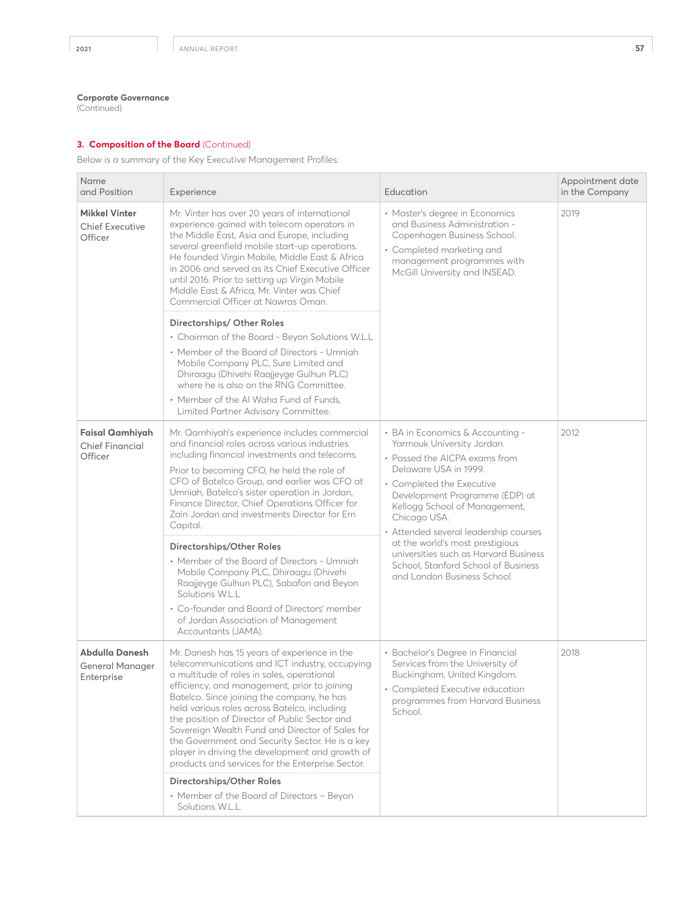**Corporate Governance**
(Continued)

### 3. Composition of the Board (Continued)

Below is a summary of the Key Executive Management Profiles:

| Name and Position | Experience | Education | Appointment date in the Company |
|---|---|---|---|
| **Mikkel Vinter** Chief Executive Officer | Mr. Vinter has over 20 years of international experience gained with telecom operators in the Middle East, Asia and Europe, including several greenfield mobile start-up operations. He founded Virgin Mobile, Middle East & Africa in 2006 and served as its Chief Executive Officer until 2016. Prior to setting up Virgin Mobile Middle East & Africa, Mr. Vinter was Chief Commercial Officer at Nawras Oman.<br><br>**Directorships/ Other Roles**<br>• Chairman of the Board - Beyon Solutions W.L.L<br>• Member of the Board of Directors - Umniah Mobile Company PLC, Sure Limited and Dhiraagu (Dhivehi Raajjeyge Gulhun PLC) where he is also on the RNG Committee.<br>• Member of the Al Waha Fund of Funds, Limited Partner Advisory Committee. | • Master's degree in Economics and Business Administration - Copenhagen Business School.<br>• Completed marketing and management programmes with McGill University and INSEAD. | 2019 |
| **Faisal Qamhiyah** Chief Financial Officer | Mr. Qamhiyah's experience includes commercial and financial roles across various industries including financial investments and telecoms.<br><br>Prior to becoming CFO, he held the role of CFO of Batelco Group, and earlier was CFO at Umniah, Batelco's sister operation in Jordan, Finance Director, Chief Operations Officer for Zain Jordan and investments Director for Ern Capital.<br><br>**Directorships/Other Roles**<br>• Member of the Board of Directors - Umniah Mobile Company PLC, Dhiraagu (Dhivehi Raajjeyge Gulhun PLC), Sabafon and Beyon Solutions W.L.L<br>• Co-founder and Board of Directors' member of Jordan Association of Management Accountants (JAMA). | • BA in Economics & Accounting - Yarmouk University Jordan.<br>• Passed the AICPA exams from Delaware USA in 1999.<br>• Completed the Executive Development Programme (EDP) at Kellogg School of Management, Chicago USA.<br>• Attended several leadership courses at the world's most prestigious universities such as Harvard Business School, Stanford School of Business and London Business School. | 2012 |
| **Abdulla Danesh** General Manager Enterprise | Mr. Danesh has 15 years of experience in the telecommunications and ICT industry, occupying a multitude of roles in sales, operational efficiency, and management, prior to joining Batelco. Since joining the company, he has held various roles across Batelco, including the position of Director of Public Sector and Sovereign Wealth Fund and Director of Sales for the Government and Security Sector. He is a key player in driving the development and growth of products and services for the Enterprise Sector.<br><br>**Directorships/Other Roles**<br>• Member of the Board of Directors – Beyon Solutions W.L.L. | • Bachelor's Degree in Financial Services from the University of Buckingham, United Kingdom.<br>• Completed Executive education programmes from Harvard Business School. | 2018 |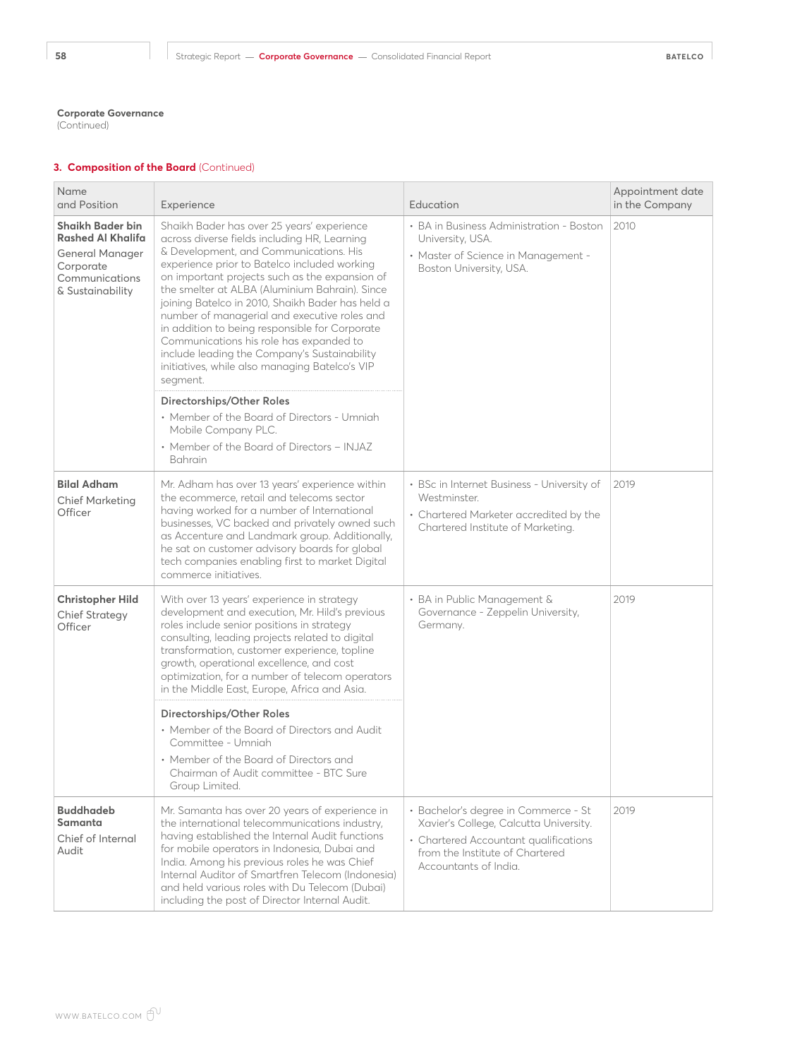**Corporate Governance**
(Continued)

### 3. Composition of the Board (Continued)

| Name and Position | Experience | Education | Appointment date in the Company |
|---|---|---|---|
| **Shaikh Bader bin Rashed Al Khalifa**<br>General Manager Corporate Communications & Sustainability | Shaikh Bader has over 25 years' experience across diverse fields including HR, Learning & Development, and Communications. His experience prior to Batelco included working on important projects such as the expansion of the smelter at ALBA (Aluminium Bahrain). Since joining Batelco in 2010, Shaikh Bader has held a number of managerial and executive roles and in addition to being responsible for Corporate Communications his role has expanded to include leading the Company's Sustainability initiatives, while also managing Batelco's VIP segment.<br><br>**Directorships/Other Roles**<br>• Member of the Board of Directors - Umniah Mobile Company PLC.<br>• Member of the Board of Directors – INJAZ Bahrain | • BA in Business Administration - Boston University, USA.<br>• Master of Science in Management - Boston University, USA. | 2010 |
| **Bilal Adham**<br>Chief Marketing Officer | Mr. Adham has over 13 years' experience within the ecommerce, retail and telecoms sector having worked for a number of International businesses, VC backed and privately owned such as Accenture and Landmark group. Additionally, he sat on customer advisory boards for global tech companies enabling first to market Digital commerce initiatives. | • BSc in Internet Business - University of Westminster.<br>• Chartered Marketer accredited by the Chartered Institute of Marketing. | 2019 |
| **Christopher Hild**<br>Chief Strategy Officer | With over 13 years' experience in strategy development and execution, Mr. Hild's previous roles include senior positions in strategy consulting, leading projects related to digital transformation, customer experience, topline growth, operational excellence, and cost optimization, for a number of telecom operators in the Middle East, Europe, Africa and Asia.<br><br>**Directorships/Other Roles**<br>• Member of the Board of Directors and Audit Committee - Umniah<br>• Member of the Board of Directors and Chairman of Audit committee - BTC Sure Group Limited. | • BA in Public Management & Governance - Zeppelin University, Germany. | 2019 |
| **Buddhadeb Samanta**<br>Chief of Internal Audit | Mr. Samanta has over 20 years of experience in the international telecommunications industry, having established the Internal Audit functions for mobile operators in Indonesia, Dubai and India. Among his previous roles he was Chief Internal Auditor of Smartfren Telecom (Indonesia) and held various roles with Du Telecom (Dubai) including the post of Director Internal Audit. | • Bachelor's degree in Commerce - St Xavier's College, Calcutta University.<br>• Chartered Accountant qualifications from the Institute of Chartered Accountants of India. | 2019 |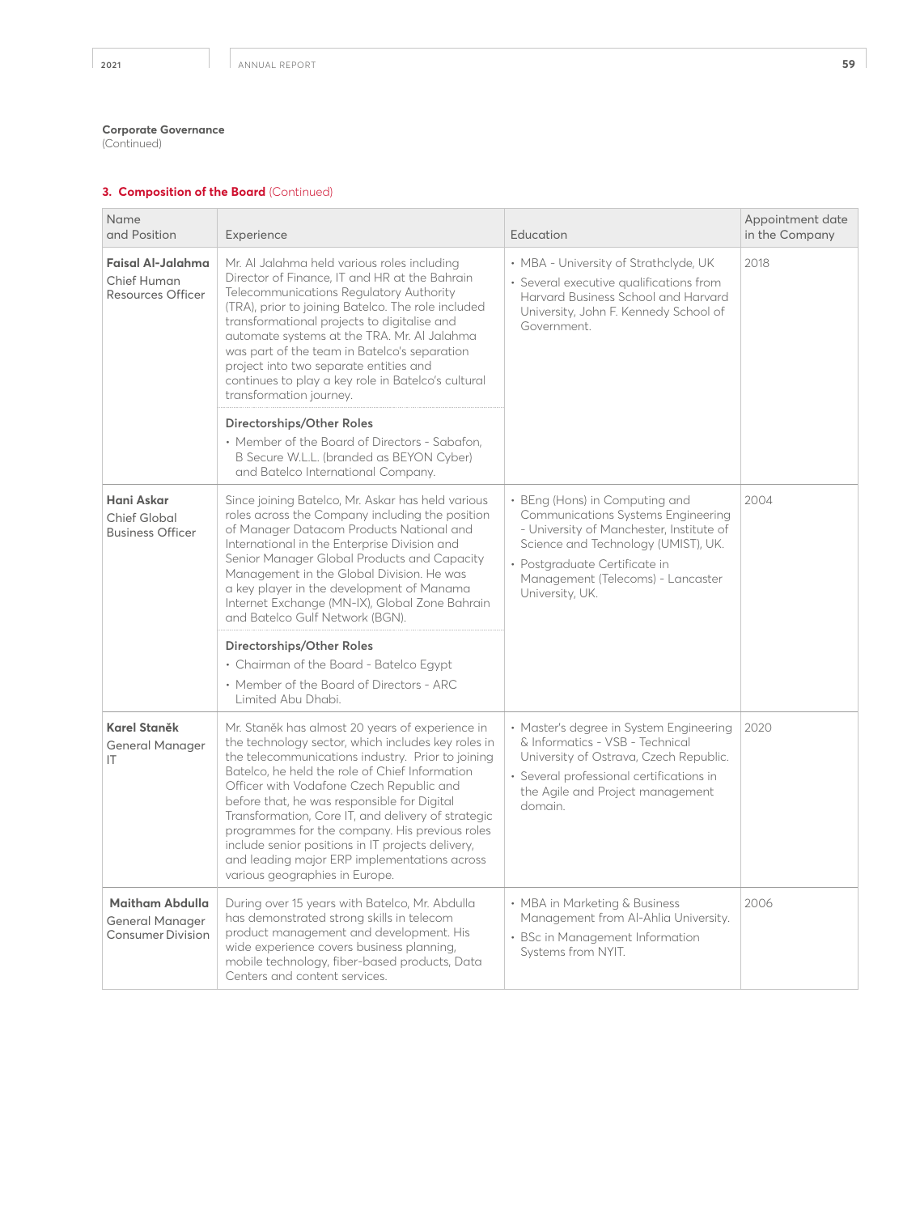**Corporate Governance**
(Continued)

### 3. Composition of the Board (Continued)

| Name and Position | Experience | Education | Appointment date in the Company |
|---|---|---|---|
| **Faisal Al-Jalahma** Chief Human Resources Officer | Mr. Al Jalahma held various roles including Director of Finance, IT and HR at the Bahrain Telecommunications Regulatory Authority (TRA), prior to joining Batelco. The role included transformational projects to digitalise and automate systems at the TRA. Mr. Al Jalahma was part of the team in Batelco's separation project into two separate entities and continues to play a key role in Batelco's cultural transformation journey.<br><br>**Directorships/Other Roles**<br>• Member of the Board of Directors - Sabafon, B Secure W.L.L. (branded as BEYON Cyber) and Batelco International Company. | • MBA - University of Strathclyde, UK<br>• Several executive qualifications from Harvard Business School and Harvard University, John F. Kennedy School of Government. | 2018 |
| **Hani Askar** Chief Global Business Officer | Since joining Batelco, Mr. Askar has held various roles across the Company including the position of Manager Datacom Products National and International in the Enterprise Division and Senior Manager Global Products and Capacity Management in the Global Division. He was a key player in the development of Manama Internet Exchange (MN-IX), Global Zone Bahrain and Batelco Gulf Network (BGN).<br><br>**Directorships/Other Roles**<br>• Chairman of the Board - Batelco Egypt<br>• Member of the Board of Directors - ARC Limited Abu Dhabi. | • BEng (Hons) in Computing and Communications Systems Engineering - University of Manchester, Institute of Science and Technology (UMIST), UK.<br>• Postgraduate Certificate in Management (Telecoms) - Lancaster University, UK. | 2004 |
| **Karel Staněk** General Manager IT | Mr. Staněk has almost 20 years of experience in the technology sector, which includes key roles in the telecommunications industry. Prior to joining Batelco, he held the role of Chief Information Officer with Vodafone Czech Republic and before that, he was responsible for Digital Transformation, Core IT, and delivery of strategic programmes for the company. His previous roles include senior positions in IT projects delivery, and leading major ERP implementations across various geographies in Europe. | • Master's degree in System Engineering & Informatics - VSB - Technical University of Ostrava, Czech Republic.<br>• Several professional certifications in the Agile and Project management domain. | 2020 |
| **Maitham Abdulla** General Manager Consumer Division | During over 15 years with Batelco, Mr. Abdulla has demonstrated strong skills in telecom product management and development. His wide experience covers business planning, mobile technology, fiber-based products, Data Centers and content services. | • MBA in Marketing & Business Management from Al-Ahlia University.<br>• BSc in Management Information Systems from NYIT. | 2006 |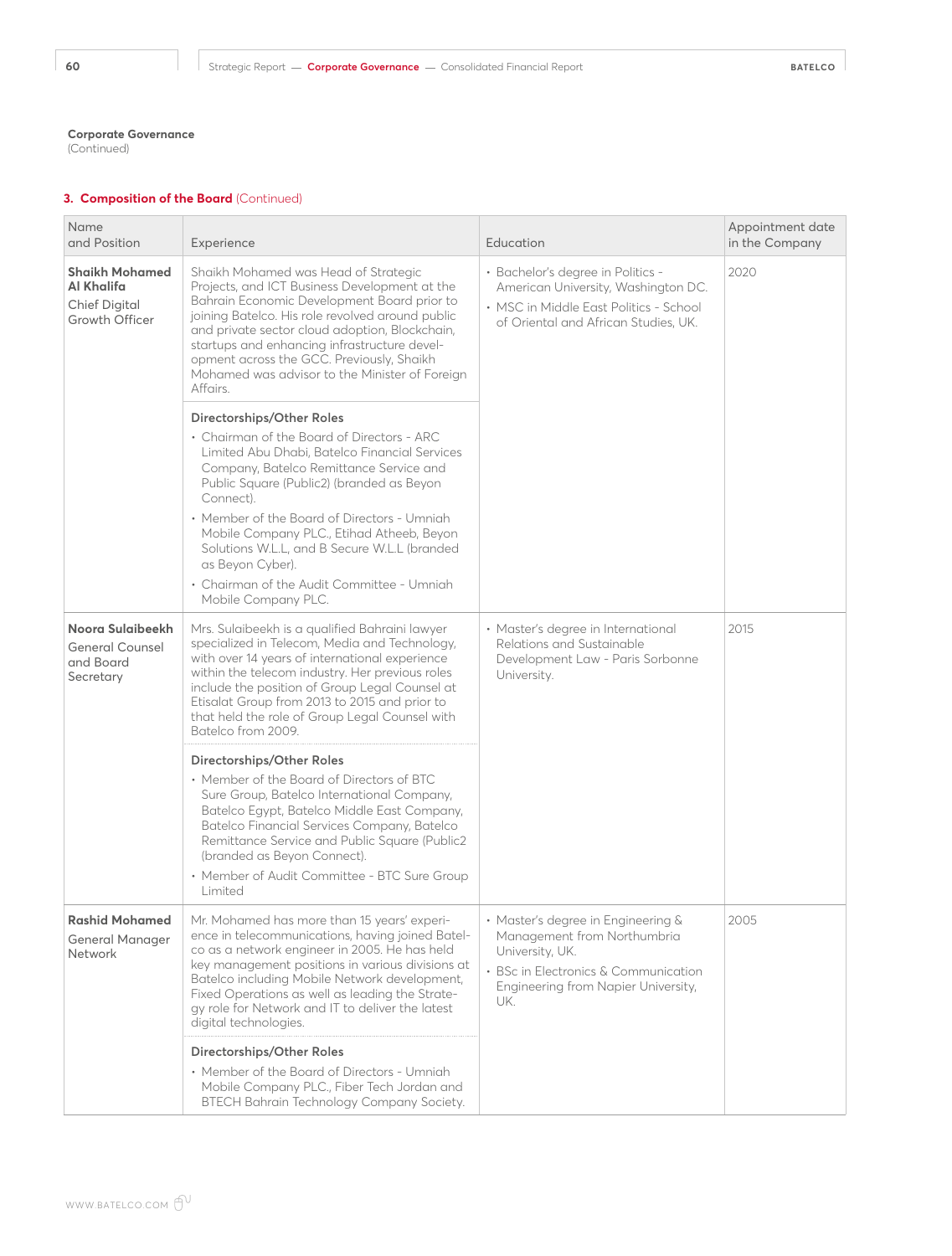**Corporate Governance**
(Continued)

## 3. Composition of the Board (Continued)

| Name and Position | Experience | Education | Appointment date in the Company |
|---|---|---|---|
| **Shaikh Mohamed Al Khalifa**<br>Chief Digital Growth Officer | Shaikh Mohamed was Head of Strategic Projects, and ICT Business Development at the Bahrain Economic Development Board prior to joining Batelco. His role revolved around public and private sector cloud adoption, Blockchain, startups and enhancing infrastructure development across the GCC. Previously, Shaikh Mohamed was advisor to the Minister of Foreign Affairs.<br><br>**Directorships/Other Roles**<br>• Chairman of the Board of Directors - ARC Limited Abu Dhabi, Batelco Financial Services Company, Batelco Remittance Service and Public Square (Public2) (branded as Beyon Connect).<br>• Member of the Board of Directors - Umniah Mobile Company PLC., Etihad Atheeb, Beyon Solutions W.L.L, and B Secure W.L.L (branded as Beyon Cyber).<br>• Chairman of the Audit Committee - Umniah Mobile Company PLC. | • Bachelor's degree in Politics - American University, Washington DC.<br>• MSC in Middle East Politics - School of Oriental and African Studies, UK. | 2020 |
| **Noora Sulaibeekh**<br>General Counsel and Board Secretary | Mrs. Sulaibeekh is a qualified Bahraini lawyer specialized in Telecom, Media and Technology, with over 14 years of international experience within the telecom industry. Her previous roles include the position of Group Legal Counsel at Etisalat Group from 2013 to 2015 and prior to that held the role of Group Legal Counsel with Batelco from 2009.<br><br>**Directorships/Other Roles**<br>• Member of the Board of Directors of BTC Sure Group, Batelco International Company, Batelco Egypt, Batelco Middle East Company, Batelco Financial Services Company, Batelco Remittance Service and Public Square (Public2 (branded as Beyon Connect).<br>• Member of Audit Committee - BTC Sure Group Limited | • Master's degree in International Relations and Sustainable Development Law - Paris Sorbonne University. | 2015 |
| **Rashid Mohamed**<br>General Manager Network | Mr. Mohamed has more than 15 years' experience in telecommunications, having joined Batelco as a network engineer in 2005. He has held key management positions in various divisions at Batelco including Mobile Network development, Fixed Operations as well as leading the Strategy role for Network and IT to deliver the latest digital technologies.<br><br>**Directorships/Other Roles**<br>• Member of the Board of Directors - Umniah Mobile Company PLC., Fiber Tech Jordan and BTECH Bahrain Technology Company Society. | • Master's degree in Engineering & Management from Northumbria University, UK.<br>• BSc in Electronics & Communication Engineering from Napier University, UK. | 2005 |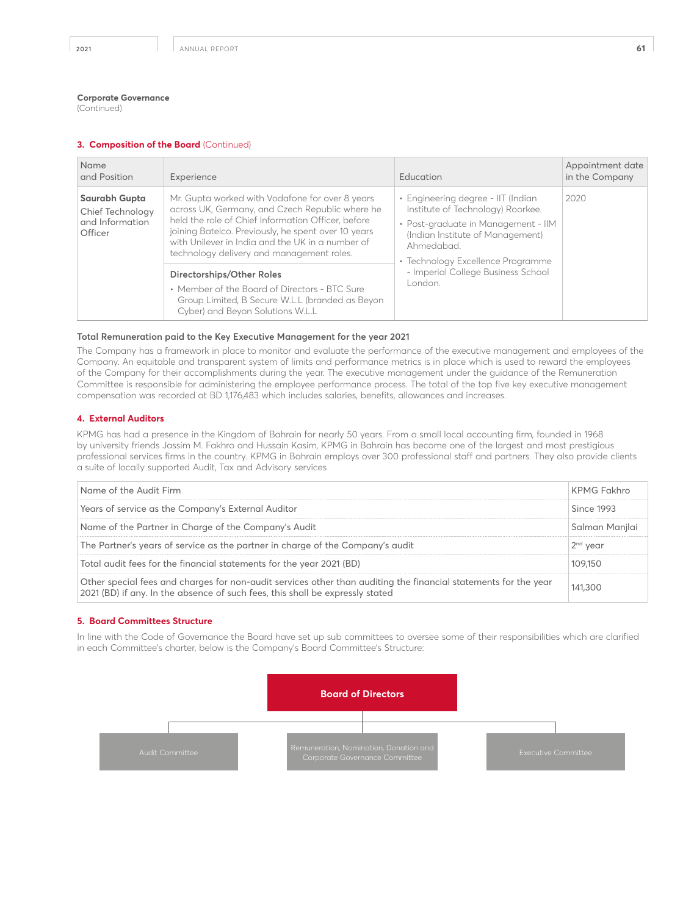**Corporate Governance**
(Continued)

### 3. Composition of the Board (Continued)

| Name and Position | Experience | Education | Appointment date in the Company |
|---|---|---|---|
| **Saurabh Gupta** Chief Technology and Information Officer | Mr. Gupta worked with Vodafone for over 8 years across UK, Germany, and Czech Republic where he held the role of Chief Information Officer, before joining Batelco. Previously, he spent over 10 years with Unilever in India and the UK in a number of technology delivery and management roles. <br><br> **Directorships/Other Roles** <br> • Member of the Board of Directors - BTC Sure Group Limited, B Secure W.L.L (branded as Beyon Cyber) and Beyon Solutions W.L.L | • Engineering degree - IIT (Indian Institute of Technology) Roorkee. <br> • Post-graduate in Management - IIM (Indian Institute of Management) Ahmedabad. <br> • Technology Excellence Programme - Imperial College Business School London. | 2020 |

#### Total Remuneration paid to the Key Executive Management for the year 2021

The Company has a framework in place to monitor and evaluate the performance of the executive management and employees of the Company. An equitable and transparent system of limits and performance metrics is in place which is used to reward the employees of the Company for their accomplishments during the year. The executive management under the guidance of the Remuneration Committee is responsible for administering the employee performance process. The total of the top five key executive management compensation was recorded at BD 1,176,483 which includes salaries, benefits, allowances and increases.

### 4. External Auditors

KPMG has had a presence in the Kingdom of Bahrain for nearly 50 years. From a small local accounting firm, founded in 1968 by university friends Jassim M. Fakhro and Hussain Kasim, KPMG in Bahrain has become one of the largest and most prestigious professional services firms in the country. KPMG in Bahrain employs over 300 professional staff and partners. They also provide clients a suite of locally supported Audit, Tax and Advisory services

| | |
|---|---|
| Name of the Audit Firm | KPMG Fakhro |
| Years of service as the Company's External Auditor | Since 1993 |
| Name of the Partner in Charge of the Company's Audit | Salman Manjlai |
| The Partner's years of service as the partner in charge of the Company's audit | 2nd year |
| Total audit fees for the financial statements for the year 2021 (BD) | 109,150 |
| Other special fees and charges for non-audit services other than auditing the financial statements for the year 2021 (BD) if any. In the absence of such fees, this shall be expressly stated | 141,300 |

### 5. Board Committees Structure

In line with the Code of Governance the Board have set up sub committees to oversee some of their responsibilities which are clarified in each Committee's charter, below is the Company's Board Committee's Structure:

**Board of Directors**
- Audit Committee
- Remuneration, Nomination, Donation and Corporate Governance Committee
- Executive Committee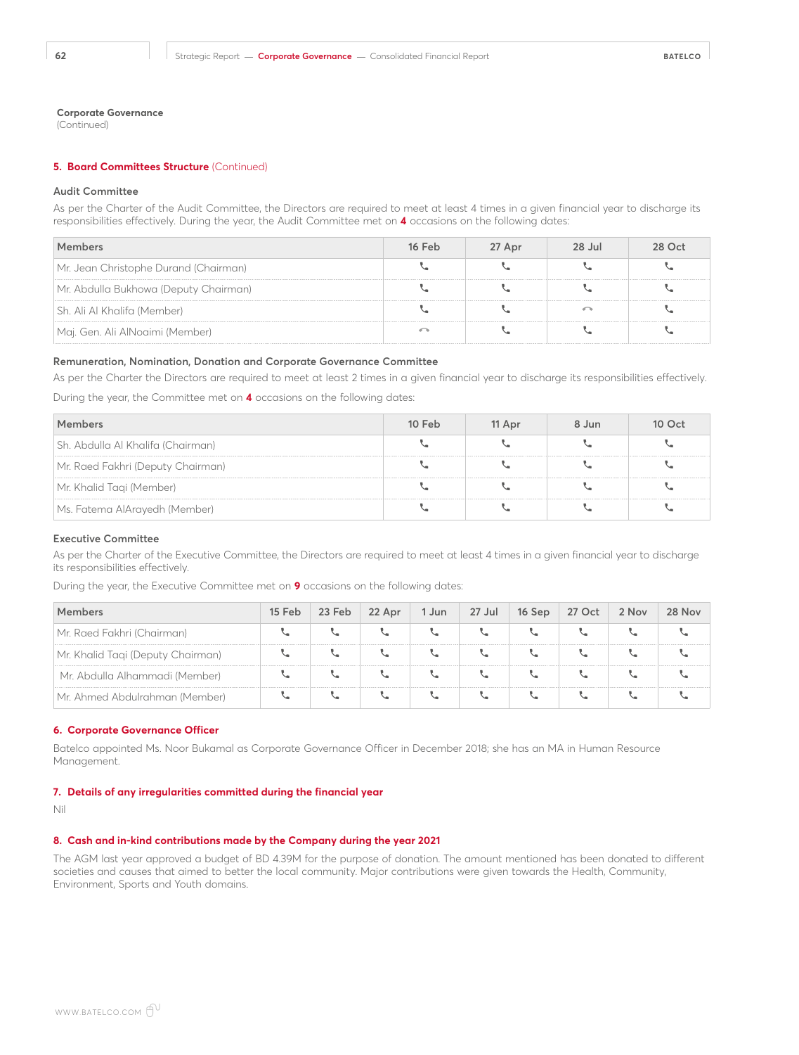Corporate Governance
(Continued)

## 5. Board Committees Structure (Continued)

### Audit Committee

As per the Charter of the Audit Committee, the Directors are required to meet at least 4 times in a given financial year to discharge its responsibilities effectively. During the year, the Audit Committee met on **4** occasions on the following dates:

| Members | 16 Feb | 27 Apr | 28 Jul | 28 Oct |
|---|---|---|---|---|
| Mr. Jean Christophe Durand (Chairman) | ✓ | ✓ | ✓ | ✓ |
| Mr. Abdulla Bukhowa (Deputy Chairman) | ✓ | ✓ | ✓ | ✓ |
| Sh. Ali Al Khalifa (Member) | ✓ | ✓ | ✗ | ✓ |
| Maj. Gen. Ali AlNoaimi (Member) | ✗ | ✓ | ✓ | ✓ |

### Remuneration, Nomination, Donation and Corporate Governance Committee

As per the Charter the Directors are required to meet at least 2 times in a given financial year to discharge its responsibilities effectively.

During the year, the Committee met on **4** occasions on the following dates:

| Members | 10 Feb | 11 Apr | 8 Jun | 10 Oct |
|---|---|---|---|---|
| Sh. Abdulla Al Khalifa (Chairman) | ✓ | ✓ | ✓ | ✓ |
| Mr. Raed Fakhri (Deputy Chairman) | ✓ | ✓ | ✓ | ✓ |
| Mr. Khalid Taqi (Member) | ✓ | ✓ | ✓ | ✓ |
| Ms. Fatema AlArayedh (Member) | ✓ | ✓ | ✓ | ✓ |

### Executive Committee

As per the Charter of the Executive Committee, the Directors are required to meet at least 4 times in a given financial year to discharge its responsibilities effectively.

During the year, the Executive Committee met on **9** occasions on the following dates:

| Members | 15 Feb | 23 Feb | 22 Apr | 1 Jun | 27 Jul | 16 Sep | 27 Oct | 2 Nov | 28 Nov |
|---|---|---|---|---|---|---|---|---|---|
| Mr. Raed Fakhri (Chairman) | ✓ | ✓ | ✓ | ✓ | ✓ | ✓ | ✓ | ✓ | ✓ |
| Mr. Khalid Taqi (Deputy Chairman) | ✓ | ✓ | ✓ | ✓ | ✓ | ✓ | ✓ | ✓ | ✓ |
| Mr. Abdulla Alhammadi (Member) | ✓ | ✓ | ✓ | ✓ | ✓ | ✓ | ✓ | ✓ | ✓ |
| Mr. Ahmed Abdulrahman (Member) | ✓ | ✓ | ✓ | ✓ | ✓ | ✓ | ✓ | ✓ | ✓ |

## 6. Corporate Governance Officer

Batelco appointed Ms. Noor Bukamal as Corporate Governance Officer in December 2018; she has an MA in Human Resource Management.

## 7. Details of any irregularities committed during the financial year

Nil

## 8. Cash and in-kind contributions made by the Company during the year 2021

The AGM last year approved a budget of BD 4.39M for the purpose of donation. The amount mentioned has been donated to different societies and causes that aimed to better the local community. Major contributions were given towards the Health, Community, Environment, Sports and Youth domains.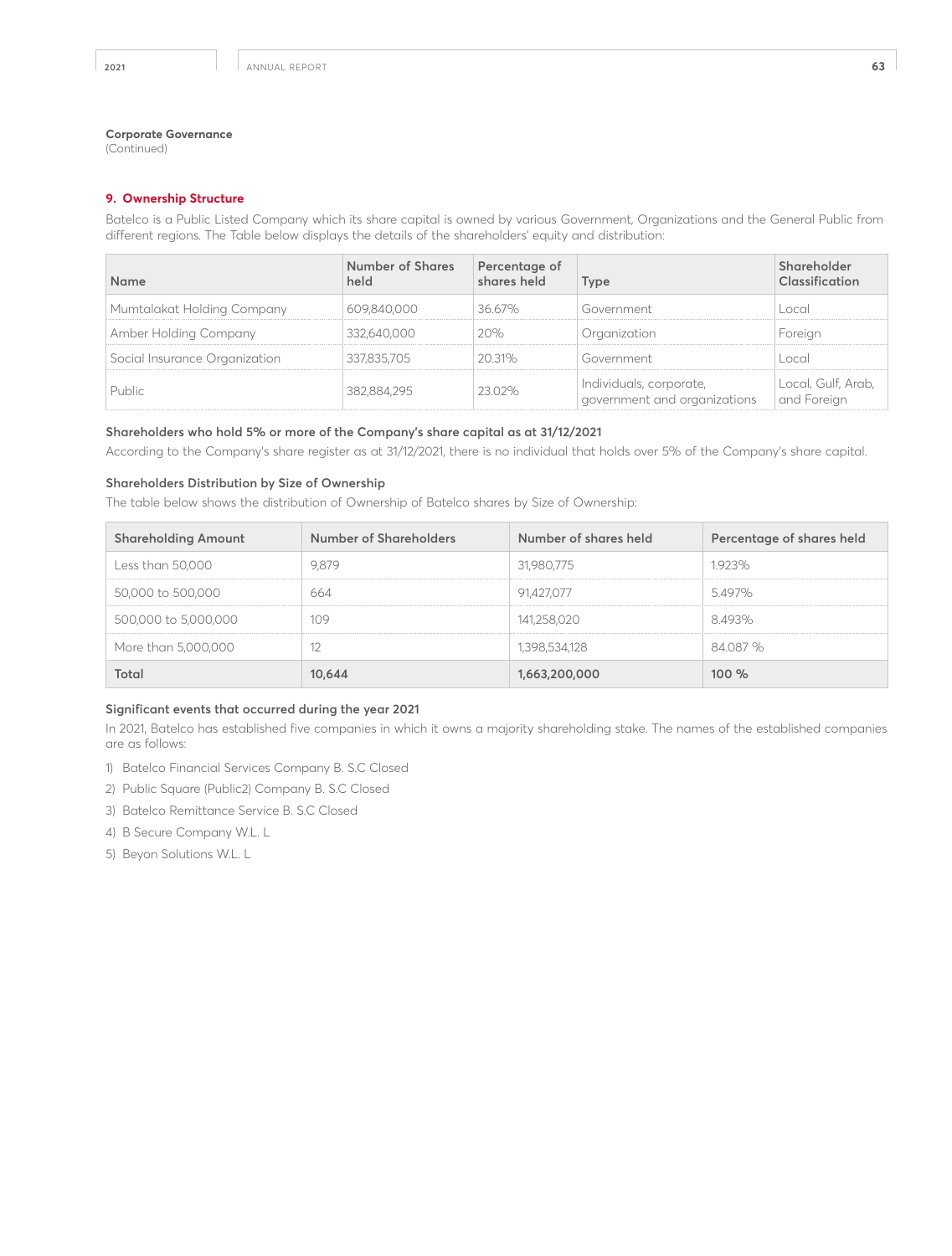**Corporate Governance**
(Continued)

## 9. Ownership Structure

Batelco is a Public Listed Company which its share capital is owned by various Government, Organizations and the General Public from different regions. The Table below displays the details of the shareholders' equity and distribution:

| Name | Number of Shares held | Percentage of shares held | Type | Shareholder Classification |
|---|---|---|---|---|
| Mumtalakat Holding Company | 609,840,000 | 36.67% | Government | Local |
| Amber Holding Company | 332,640,000 | 20% | Organization | Foreign |
| Social Insurance Organization | 337,835,705 | 20.31% | Government | Local |
| Public | 382,884,295 | 23.02% | Individuals, corporate, government and organizations | Local, Gulf, Arab, and Foreign |

### Shareholders who hold 5% or more of the Company's share capital as at 31/12/2021

According to the Company's share register as at 31/12/2021, there is no individual that holds over 5% of the Company's share capital.

### Shareholders Distribution by Size of Ownership

The table below shows the distribution of Ownership of Batelco shares by Size of Ownership:

| Shareholding Amount | Number of Shareholders | Number of shares held | Percentage of shares held |
|---|---|---|---|
| Less than 50,000 | 9,879 | 31,980,775 | 1.923% |
| 50,000 to 500,000 | 664 | 91,427,077 | 5.497% |
| 500,000 to 5,000,000 | 109 | 141,258,020 | 8.493% |
| More than 5,000,000 | 12 | 1,398,534,128 | 84.087 % |
| **Total** | **10,644** | **1,663,200,000** | **100 %** |

### Significant events that occurred during the year 2021

In 2021, Batelco has established five companies in which it owns a majority shareholding stake. The names of the established companies are as follows:

1) Batelco Financial Services Company B. S.C Closed
2) Public Square (Public2) Company B. S.C Closed
3) Batelco Remittance Service B. S.C Closed
4) B Secure Company W.L. L
5) Beyon Solutions W.L. L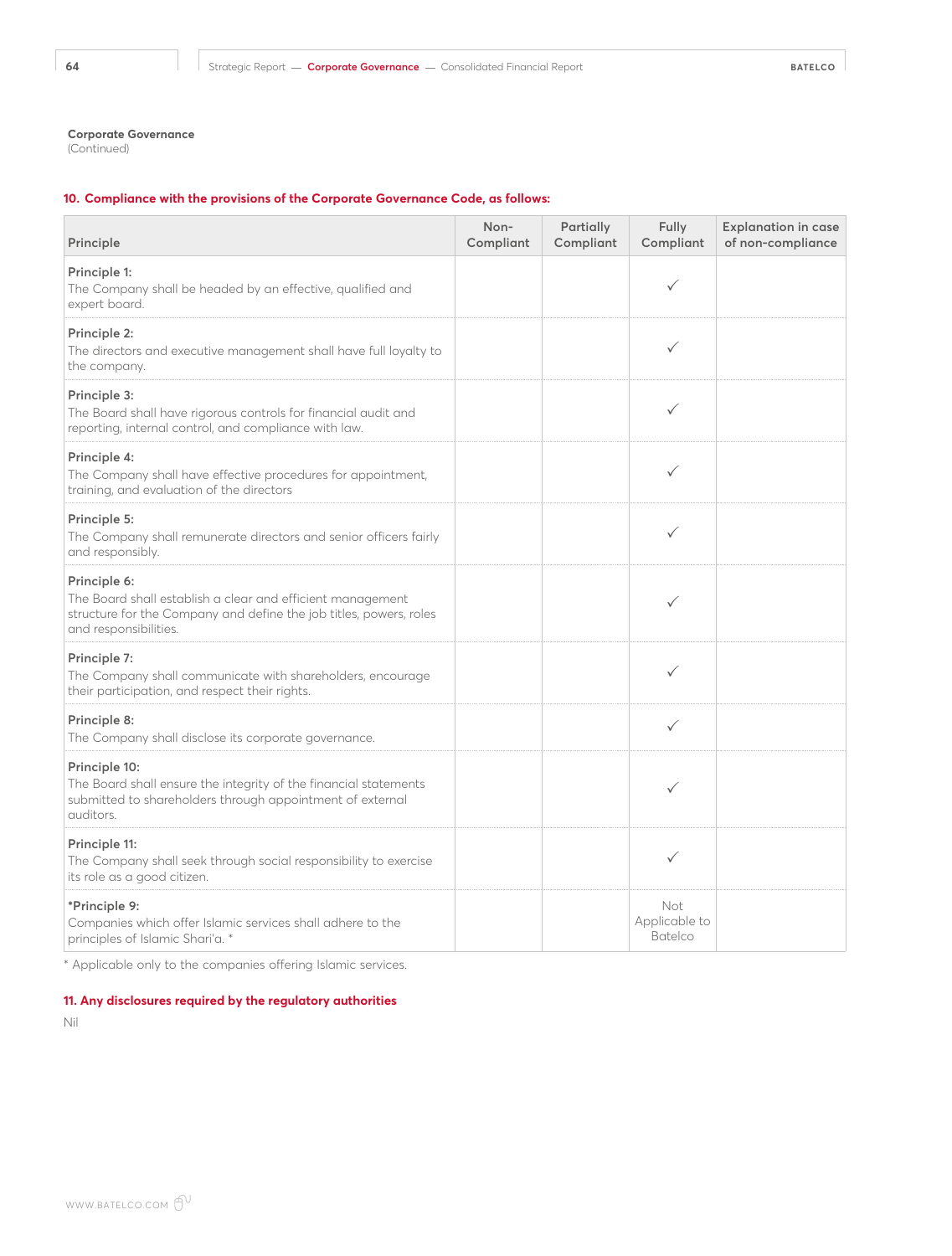**Corporate Governance**
(Continued)

## 10. Compliance with the provisions of the Corporate Governance Code, as follows:

| Principle | Non-Compliant | Partially Compliant | Fully Compliant | Explanation in case of non-compliance |
|---|---|---|---|---|
| **Principle 1:** The Company shall be headed by an effective, qualified and expert board. | | | ✓ | |
| **Principle 2:** The directors and executive management shall have full loyalty to the company. | | | ✓ | |
| **Principle 3:** The Board shall have rigorous controls for financial audit and reporting, internal control, and compliance with law. | | | ✓ | |
| **Principle 4:** The Company shall have effective procedures for appointment, training, and evaluation of the directors | | | ✓ | |
| **Principle 5:** The Company shall remunerate directors and senior officers fairly and responsibly. | | | ✓ | |
| **Principle 6:** The Board shall establish a clear and efficient management structure for the Company and define the job titles, powers, roles and responsibilities. | | | ✓ | |
| **Principle 7:** The Company shall communicate with shareholders, encourage their participation, and respect their rights. | | | ✓ | |
| **Principle 8:** The Company shall disclose its corporate governance. | | | ✓ | |
| **Principle 10:** The Board shall ensure the integrity of the financial statements submitted to shareholders through appointment of external auditors. | | | ✓ | |
| **Principle 11:** The Company shall seek through social responsibility to exercise its role as a good citizen. | | | ✓ | |
| ***Principle 9:** Companies which offer Islamic services shall adhere to the principles of Islamic Shari'a. * | | | Not Applicable to Batelco | |

* Applicable only to the companies offering Islamic services.

## 11. Any disclosures required by the regulatory authorities

Nil